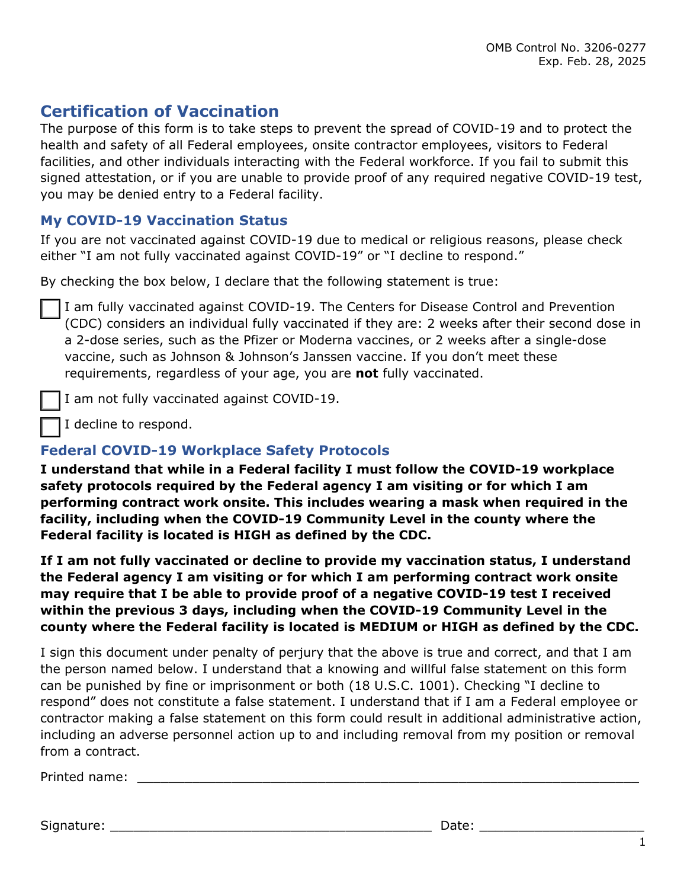OMB Control No. 3206-0277
Exp. Feb. 28, 2025

# Certification of Vaccination

The purpose of this form is to take steps to prevent the spread of COVID-19 and to protect the health and safety of all Federal employees, onsite contractor employees, visitors to Federal facilities, and other individuals interacting with the Federal workforce. If you fail to submit this signed attestation, or if you are unable to provide proof of any required negative COVID-19 test, you may be denied entry to a Federal facility.

## My COVID-19 Vaccination Status

If you are not vaccinated against COVID-19 due to medical or religious reasons, please check either "I am not fully vaccinated against COVID-19" or "I decline to respond."

By checking the box below, I declare that the following statement is true:

☐ I am fully vaccinated against COVID-19. The Centers for Disease Control and Prevention (CDC) considers an individual fully vaccinated if they are: 2 weeks after their second dose in a 2-dose series, such as the Pfizer or Moderna vaccines, or 2 weeks after a single-dose vaccine, such as Johnson & Johnson's Janssen vaccine. If you don't meet these requirements, regardless of your age, you are **not** fully vaccinated.

☐ I am not fully vaccinated against COVID-19.

☐ I decline to respond.

## Federal COVID-19 Workplace Safety Protocols

**I understand that while in a Federal facility I must follow the COVID-19 workplace safety protocols required by the Federal agency I am visiting or for which I am performing contract work onsite. This includes wearing a mask when required in the facility, including when the COVID-19 Community Level in the county where the Federal facility is located is HIGH as defined by the CDC.**

**If I am not fully vaccinated or decline to provide my vaccination status, I understand the Federal agency I am visiting or for which I am performing contract work onsite may require that I be able to provide proof of a negative COVID-19 test I received within the previous 3 days, including when the COVID-19 Community Level in the county where the Federal facility is located is MEDIUM or HIGH as defined by the CDC.**

I sign this document under penalty of perjury that the above is true and correct, and that I am the person named below. I understand that a knowing and willful false statement on this form can be punished by fine or imprisonment or both (18 U.S.C. 1001). Checking "I decline to respond" does not constitute a false statement. I understand that if I am a Federal employee or contractor making a false statement on this form could result in additional administrative action, including an adverse personnel action up to and including removal from my position or removal from a contract.

Printed name: ______________________________________________

Signature: ______________________________ Date: ____________________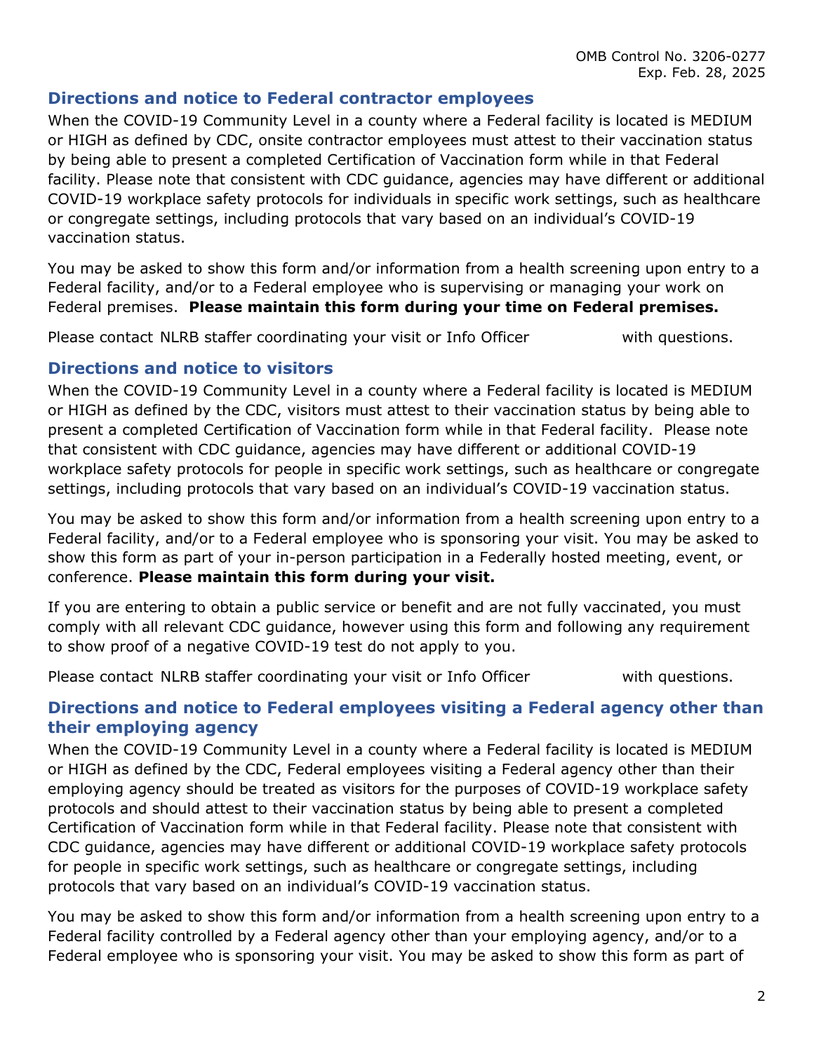OMB Control No. 3206-0277
Exp. Feb. 28, 2025

## Directions and notice to Federal contractor employees

When the COVID-19 Community Level in a county where a Federal facility is located is MEDIUM or HIGH as defined by CDC, onsite contractor employees must attest to their vaccination status by being able to present a completed Certification of Vaccination form while in that Federal facility. Please note that consistent with CDC guidance, agencies may have different or additional COVID-19 workplace safety protocols for individuals in specific work settings, such as healthcare or congregate settings, including protocols that vary based on an individual's COVID-19 vaccination status.

You may be asked to show this form and/or information from a health screening upon entry to a Federal facility, and/or to a Federal employee who is supervising or managing your work on Federal premises. **Please maintain this form during your time on Federal premises.**

Please contact NLRB staffer coordinating your visit or Info Officer with questions.

## Directions and notice to visitors

When the COVID-19 Community Level in a county where a Federal facility is located is MEDIUM or HIGH as defined by the CDC, visitors must attest to their vaccination status by being able to present a completed Certification of Vaccination form while in that Federal facility. Please note that consistent with CDC guidance, agencies may have different or additional COVID-19 workplace safety protocols for people in specific work settings, such as healthcare or congregate settings, including protocols that vary based on an individual's COVID-19 vaccination status.

You may be asked to show this form and/or information from a health screening upon entry to a Federal facility, and/or to a Federal employee who is sponsoring your visit. You may be asked to show this form as part of your in-person participation in a Federally hosted meeting, event, or conference. **Please maintain this form during your visit.**

If you are entering to obtain a public service or benefit and are not fully vaccinated, you must comply with all relevant CDC guidance, however using this form and following any requirement to show proof of a negative COVID-19 test do not apply to you.

Please contact NLRB staffer coordinating your visit or Info Officer with questions.

## Directions and notice to Federal employees visiting a Federal agency other than their employing agency

When the COVID-19 Community Level in a county where a Federal facility is located is MEDIUM or HIGH as defined by the CDC, Federal employees visiting a Federal agency other than their employing agency should be treated as visitors for the purposes of COVID-19 workplace safety protocols and should attest to their vaccination status by being able to present a completed Certification of Vaccination form while in that Federal facility. Please note that consistent with CDC guidance, agencies may have different or additional COVID-19 workplace safety protocols for people in specific work settings, such as healthcare or congregate settings, including protocols that vary based on an individual's COVID-19 vaccination status.

You may be asked to show this form and/or information from a health screening upon entry to a Federal facility controlled by a Federal agency other than your employing agency, and/or to a Federal employee who is sponsoring your visit. You may be asked to show this form as part of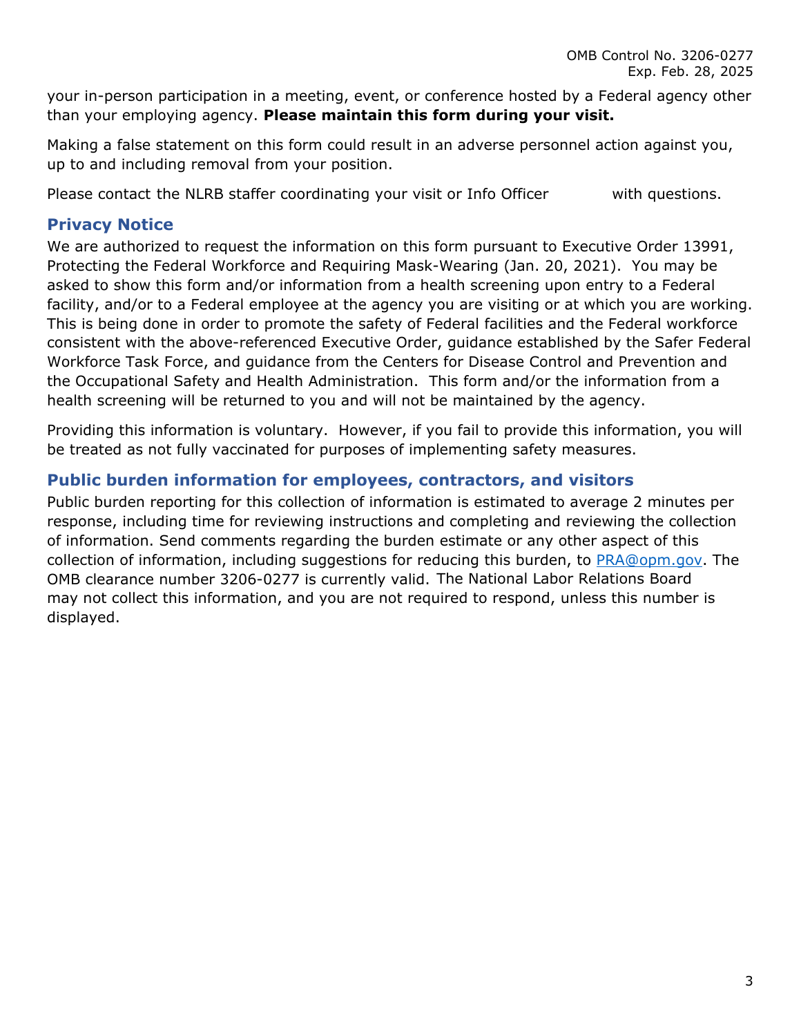OMB Control No. 3206-0277
Exp. Feb. 28, 2025

your in-person participation in a meeting, event, or conference hosted by a Federal agency other than your employing agency. **Please maintain this form during your visit.**

Making a false statement on this form could result in an adverse personnel action against you, up to and including removal from your position.

Please contact the NLRB staffer coordinating your visit or Info Officer with questions.

## Privacy Notice

We are authorized to request the information on this form pursuant to Executive Order 13991, Protecting the Federal Workforce and Requiring Mask-Wearing (Jan. 20, 2021). You may be asked to show this form and/or information from a health screening upon entry to a Federal facility, and/or to a Federal employee at the agency you are visiting or at which you are working. This is being done in order to promote the safety of Federal facilities and the Federal workforce consistent with the above-referenced Executive Order, guidance established by the Safer Federal Workforce Task Force, and guidance from the Centers for Disease Control and Prevention and the Occupational Safety and Health Administration. This form and/or the information from a health screening will be returned to you and will not be maintained by the agency.

Providing this information is voluntary. However, if you fail to provide this information, you will be treated as not fully vaccinated for purposes of implementing safety measures.

## Public burden information for employees, contractors, and visitors

Public burden reporting for this collection of information is estimated to average 2 minutes per response, including time for reviewing instructions and completing and reviewing the collection of information. Send comments regarding the burden estimate or any other aspect of this collection of information, including suggestions for reducing this burden, to PRA@opm.gov. The OMB clearance number 3206-0277 is currently valid. The National Labor Relations Board may not collect this information, and you are not required to respond, unless this number is displayed.